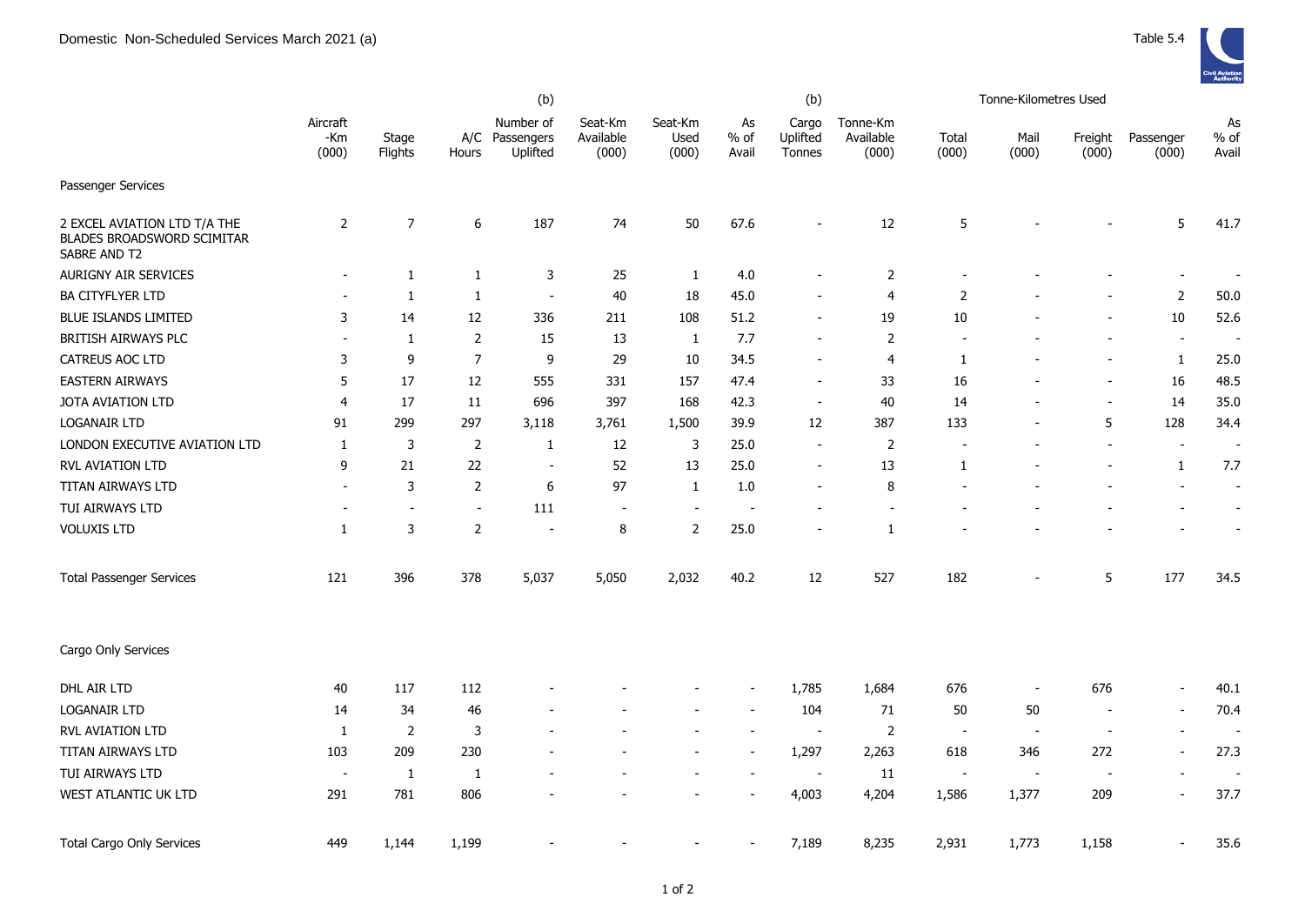Domestic Non-Scheduled Services March 2021 (a)

Table 5.4

| | Aircraft -Km (000) | Stage Flights | A/C Hours | (b) Number of Passengers Uplifted | Seat-Km Available (000) | Seat-Km Used (000) | As % of Avail | (b) Cargo Uplifted Tonnes | Tonne-Km Available (000) | Tonne-Kilometres Used Total (000) | Mail (000) | Freight (000) | Passenger (000) | As % of Avail |
|---|---|---|---|---|---|---|---|---|---|---|---|---|---|---|
| Passenger Services | | | | | | | | | | | | | | |
| 2 EXCEL AVIATION LTD T/A THE BLADES BROADSWORD SCIMITAR SABRE AND T2 | 2 | 7 | 6 | 187 | 74 | 50 | 67.6 | - | 12 | 5 | - | - | 5 | 41.7 |
| AURIGNY AIR SERVICES | - | 1 | 1 | 3 | 25 | 1 | 4.0 | - | 2 | - | - | - | - | - |
| BA CITYFLYER LTD | - | 1 | 1 | - | 40 | 18 | 45.0 | - | 4 | 2 | - | - | 2 | 50.0 |
| BLUE ISLANDS LIMITED | 3 | 14 | 12 | 336 | 211 | 108 | 51.2 | - | 19 | 10 | - | - | 10 | 52.6 |
| BRITISH AIRWAYS PLC | - | 1 | 2 | 15 | 13 | 1 | 7.7 | - | 2 | - | - | - | - | - |
| CATREUS AOC LTD | 3 | 9 | 7 | 9 | 29 | 10 | 34.5 | - | 4 | 1 | - | - | 1 | 25.0 |
| EASTERN AIRWAYS | 5 | 17 | 12 | 555 | 331 | 157 | 47.4 | - | 33 | 16 | - | - | 16 | 48.5 |
| JOTA AVIATION LTD | 4 | 17 | 11 | 696 | 397 | 168 | 42.3 | - | 40 | 14 | - | - | 14 | 35.0 |
| LOGANAIR LTD | 91 | 299 | 297 | 3,118 | 3,761 | 1,500 | 39.9 | 12 | 387 | 133 | - | 5 | 128 | 34.4 |
| LONDON EXECUTIVE AVIATION LTD | 1 | 3 | 2 | 1 | 12 | 3 | 25.0 | - | 2 | - | - | - | - | - |
| RVL AVIATION LTD | 9 | 21 | 22 | - | 52 | 13 | 25.0 | - | 13 | 1 | - | - | 1 | 7.7 |
| TITAN AIRWAYS LTD | - | 3 | 2 | 6 | 97 | 1 | 1.0 | - | 8 | - | - | - | - | - |
| TUI AIRWAYS LTD | - | - | - | 111 | - | - | - | - | - | - | - | - | - | - |
| VOLUXIS LTD | 1 | 3 | 2 | - | 8 | 2 | 25.0 | - | 1 | - | - | - | - | - |
| Total Passenger Services | 121 | 396 | 378 | 5,037 | 5,050 | 2,032 | 40.2 | 12 | 527 | 182 | - | 5 | 177 | 34.5 |
| Cargo Only Services | | | | | | | | | | | | | | |
| DHL AIR LTD | 40 | 117 | 112 | - | - | - | - | 1,785 | 1,684 | 676 | - | 676 | - | 40.1 |
| LOGANAIR LTD | 14 | 34 | 46 | - | - | - | - | 104 | 71 | 50 | 50 | - | - | 70.4 |
| RVL AVIATION LTD | 1 | 2 | 3 | - | - | - | - | - | 2 | - | - | - | - | - |
| TITAN AIRWAYS LTD | 103 | 209 | 230 | - | - | - | - | 1,297 | 2,263 | 618 | 346 | 272 | - | 27.3 |
| TUI AIRWAYS LTD | - | 1 | 1 | - | - | - | - | - | 11 | - | - | - | - | - |
| WEST ATLANTIC UK LTD | 291 | 781 | 806 | - | - | - | - | 4,003 | 4,204 | 1,586 | 1,377 | 209 | - | 37.7 |
| Total Cargo Only Services | 449 | 1,144 | 1,199 | - | - | - | - | 7,189 | 8,235 | 2,931 | 1,773 | 1,158 | - | 35.6 |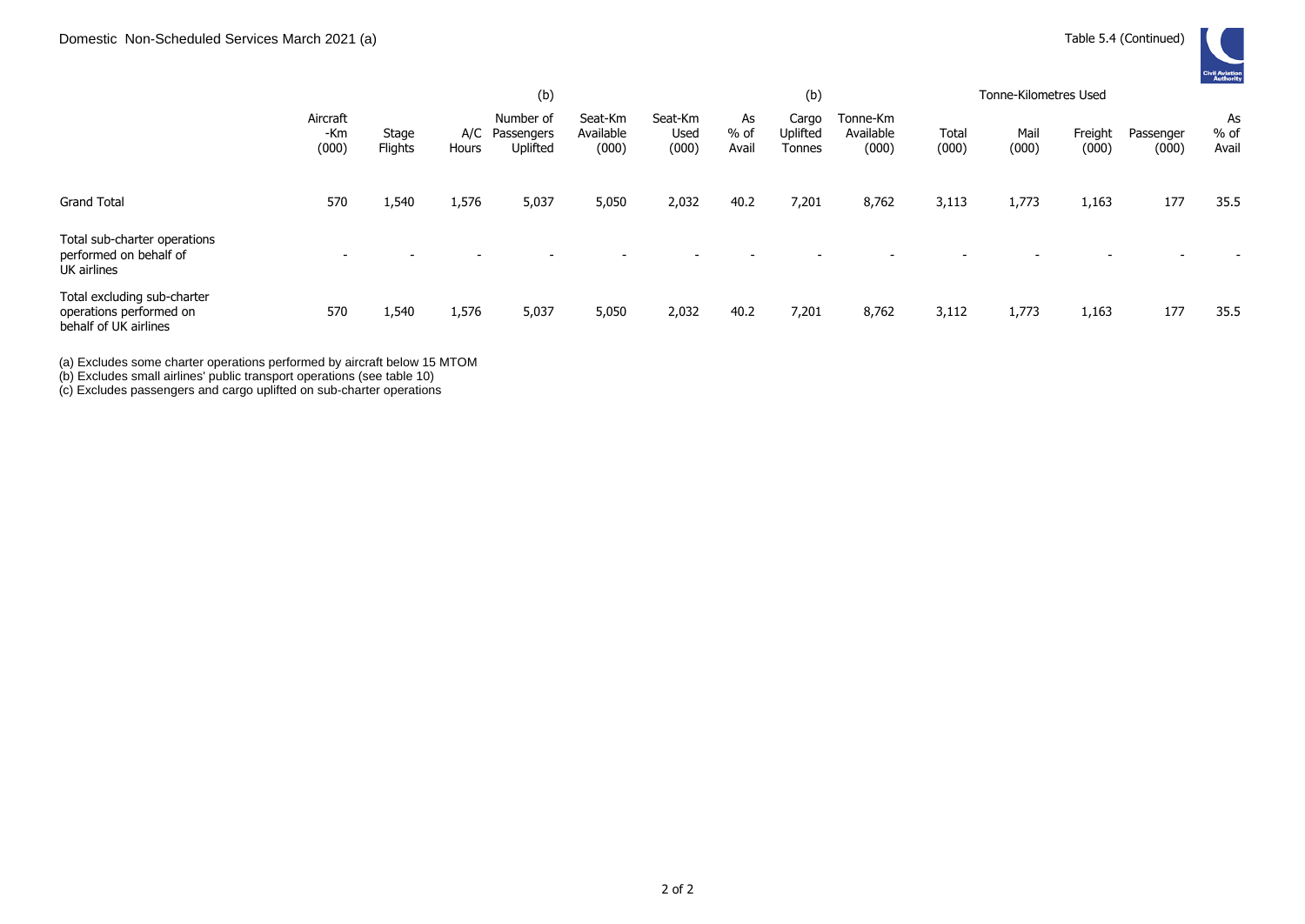Domestic Non-Scheduled Services March 2021 (a)

Table 5.4 (Continued)

| | Aircraft -Km (000) | Stage Flights | A/C Hours | (b) Number of Passengers Uplifted | Seat-Km Available (000) | Seat-Km Used (000) | As % of Avail | (b) Cargo Uplifted Tonnes | Tonne-Km Available (000) | Tonne-Kilometres Used Total (000) | Mail (000) | Freight (000) | Passenger (000) | As % of Avail |
|---|---|---|---|---|---|---|---|---|---|---|---|---|---|---|
| Grand Total | 570 | 1,540 | 1,576 | 5,037 | 5,050 | 2,032 | 40.2 | 7,201 | 8,762 | 3,113 | 1,773 | 1,163 | 177 | 35.5 |
| Total sub-charter operations performed on behalf of UK airlines | - | - | - | - | - | - | - | - | - | - | - | - | - | - |
| Total excluding sub-charter operations performed on behalf of UK airlines | 570 | 1,540 | 1,576 | 5,037 | 5,050 | 2,032 | 40.2 | 7,201 | 8,762 | 3,112 | 1,773 | 1,163 | 177 | 35.5 |

(a) Excludes some charter operations performed by aircraft below 15 MTOM
(b) Excludes small airlines' public transport operations (see table 10)
(c) Excludes passengers and cargo uplifted on sub-charter operations